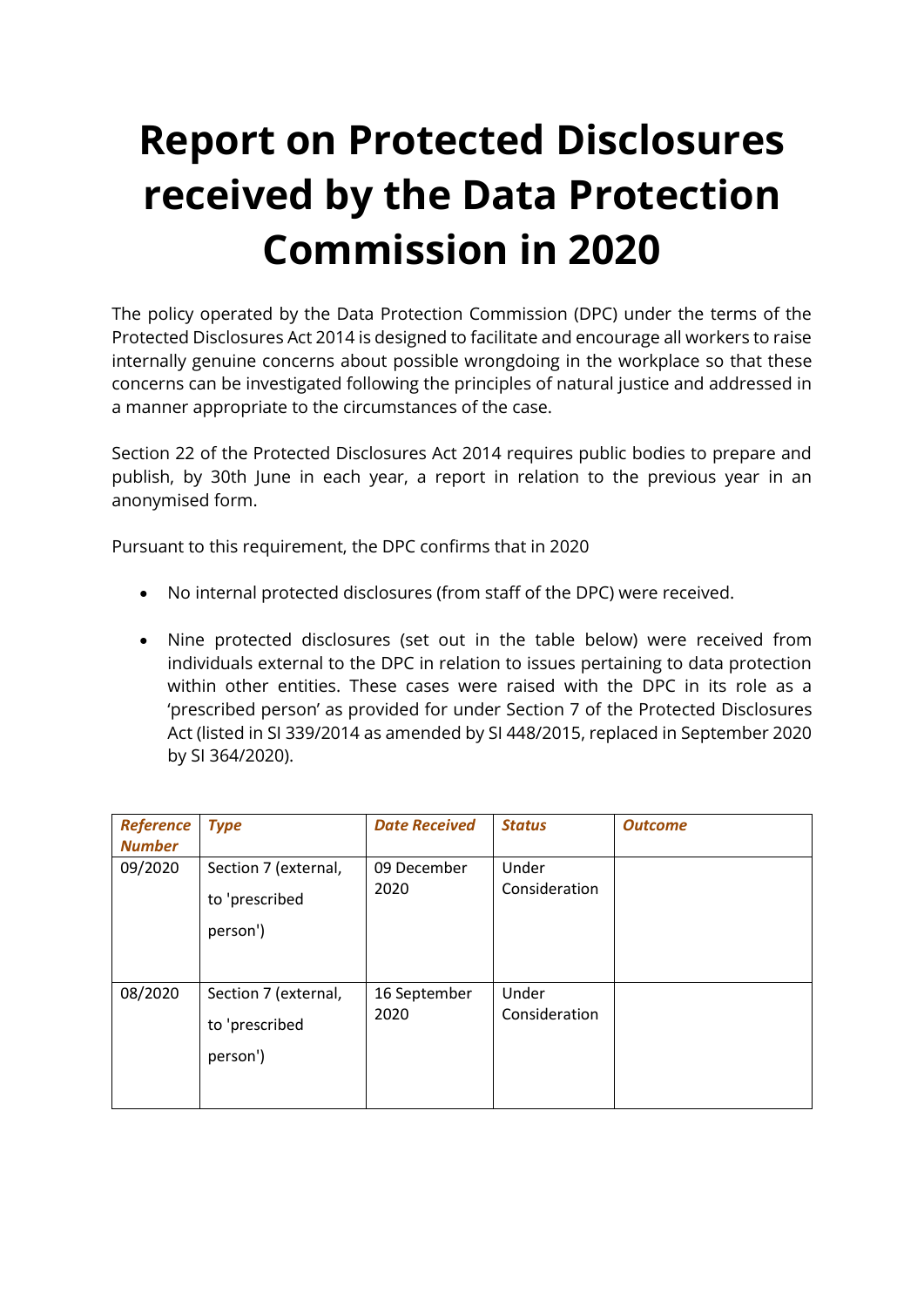# Report on Protected Disclosures received by the Data Protection Commission in 2020

The policy operated by the Data Protection Commission (DPC) under the terms of the Protected Disclosures Act 2014 is designed to facilitate and encourage all workers to raise internally genuine concerns about possible wrongdoing in the workplace so that these concerns can be investigated following the principles of natural justice and addressed in a manner appropriate to the circumstances of the case.

Section 22 of the Protected Disclosures Act 2014 requires public bodies to prepare and publish, by 30th June in each year, a report in relation to the previous year in an anonymised form.

Pursuant to this requirement, the DPC confirms that in 2020

- No internal protected disclosures (from staff of the DPC) were received.
- Nine protected disclosures (set out in the table below) were received from individuals external to the DPC in relation to issues pertaining to data protection within other entities. These cases were raised with the DPC in its role as a 'prescribed person' as provided for under Section 7 of the Protected Disclosures Act (listed in SI 339/2014 as amended by SI 448/2015, replaced in September 2020 by SI 364/2020).

| *Reference Number* | *Type* | *Date Received* | *Status* | *Outcome* |
|---|---|---|---|---|
| 09/2020 | Section 7 (external, to 'prescribed person') | 09 December 2020 | Under Consideration | |
| 08/2020 | Section 7 (external, to 'prescribed person') | 16 September 2020 | Under Consideration | |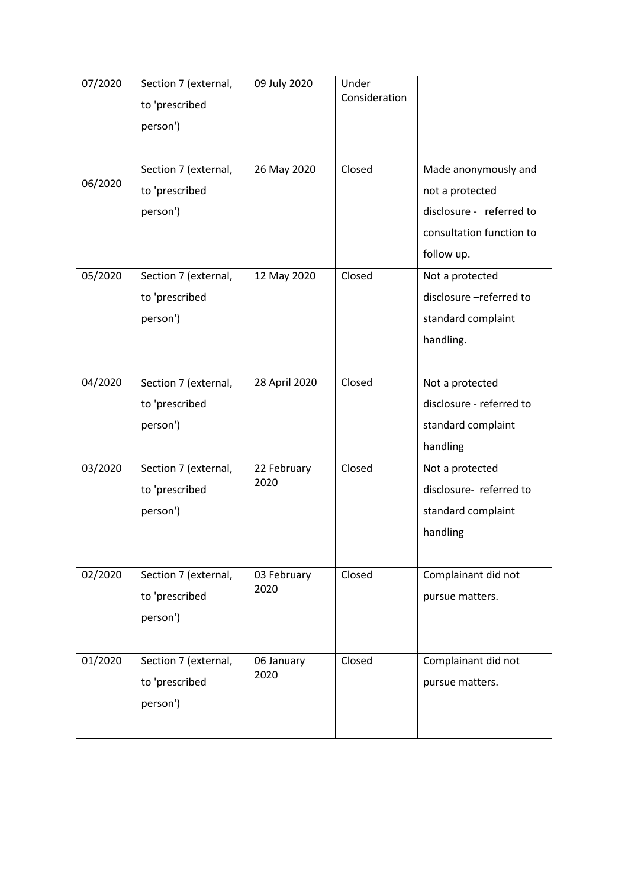| | | | | |
|---|---|---|---|---|
| 07/2020 | Section 7 (external, to 'prescribed person') | 09 July 2020 | Under Consideration | |
| 06/2020 | Section 7 (external, to 'prescribed person') | 26 May 2020 | Closed | Made anonymously and not a protected disclosure - referred to consultation function to follow up. |
| 05/2020 | Section 7 (external, to 'prescribed person') | 12 May 2020 | Closed | Not a protected disclosure –referred to standard complaint handling. |
| 04/2020 | Section 7 (external, to 'prescribed person') | 28 April 2020 | Closed | Not a protected disclosure - referred to standard complaint handling |
| 03/2020 | Section 7 (external, to 'prescribed person') | 22 February 2020 | Closed | Not a protected disclosure- referred to standard complaint handling |
| 02/2020 | Section 7 (external, to 'prescribed person') | 03 February 2020 | Closed | Complainant did not pursue matters. |
| 01/2020 | Section 7 (external, to 'prescribed person') | 06 January 2020 | Closed | Complainant did not pursue matters. |